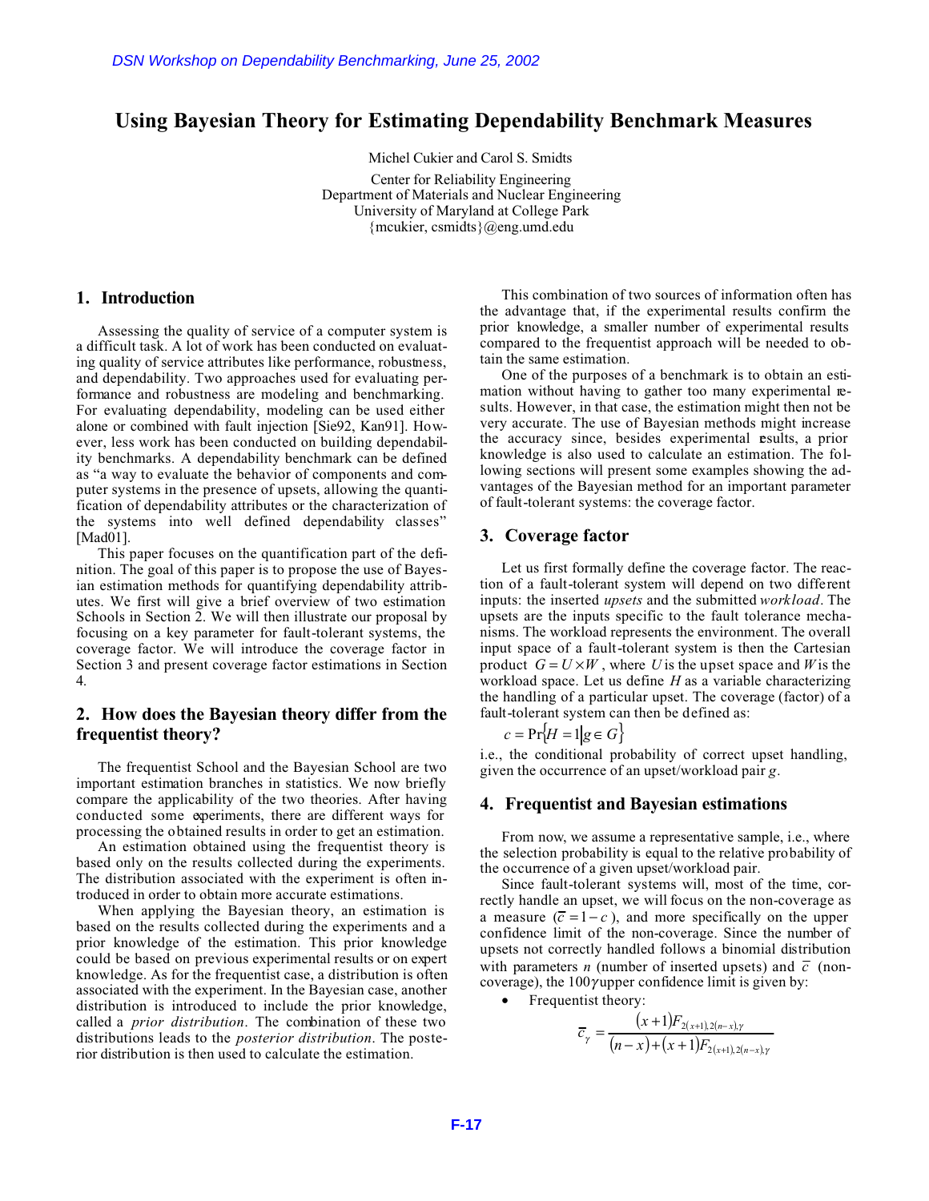# Using Bayesian Theory for Estimating Dependability Benchmark Measures

Michel Cukier and Carol S. Smidts

Center for Reliability Engineering
Department of Materials and Nuclear Engineering
University of Maryland at College Park
{mcukier, csmidts}@eng.umd.edu

## 1. Introduction

Assessing the quality of service of a computer system is a difficult task. A lot of work has been conducted on evaluating quality of service attributes like performance, robustness, and dependability. Two approaches used for evaluating performance and robustness are modeling and benchmarking. For evaluating dependability, modeling can be used either alone or combined with fault injection [Sie92, Kan91]. However, less work has been conducted on building dependability benchmarks. A dependability benchmark can be defined as "a way to evaluate the behavior of components and computer systems in the presence of upsets, allowing the quantification of dependability attributes or the characterization of the systems into well defined dependability classes" [Mad01].

This paper focuses on the quantification part of the definition. The goal of this paper is to propose the use of Bayesian estimation methods for quantifying dependability attributes. We first will give a brief overview of two estimation Schools in Section 2. We will then illustrate our proposal by focusing on a key parameter for fault-tolerant systems, the coverage factor. We will introduce the coverage factor in Section 3 and present coverage factor estimations in Section 4.

## 2. How does the Bayesian theory differ from the frequentist theory?

The frequentist School and the Bayesian School are two important estimation branches in statistics. We now briefly compare the applicability of the two theories. After having conducted some experiments, there are different ways for processing the obtained results in order to get an estimation.

An estimation obtained using the frequentist theory is based only on the results collected during the experiments. The distribution associated with the experiment is often introduced in order to obtain more accurate estimations.

When applying the Bayesian theory, an estimation is based on the results collected during the experiments and a prior knowledge of the estimation. This prior knowledge could be based on previous experimental results or on expert knowledge. As for the frequentist case, a distribution is often associated with the experiment. In the Bayesian case, another distribution is introduced to include the prior knowledge, called a *prior distribution*. The combination of these two distributions leads to the *posterior distribution*. The posterior distribution is then used to calculate the estimation.

This combination of two sources of information often has the advantage that, if the experimental results confirm the prior knowledge, a smaller number of experimental results compared to the frequentist approach will be needed to obtain the same estimation.

One of the purposes of a benchmark is to obtain an estimation without having to gather too many experimental results. However, in that case, the estimation might then not be very accurate. The use of Bayesian methods might increase the accuracy since, besides experimental results, a prior knowledge is also used to calculate an estimation. The following sections will present some examples showing the advantages of the Bayesian method for an important parameter of fault-tolerant systems: the coverage factor.

## 3. Coverage factor

Let us first formally define the coverage factor. The reaction of a fault-tolerant system will depend on two different inputs: the inserted *upsets* and the submitted *workload*. The upsets are the inputs specific to the fault tolerance mechanisms. The workload represents the environment. The overall input space of a fault-tolerant system is then the Cartesian product $G = U \times W$, where $U$ is the upset space and $W$ is the workload space. Let us define $H$ as a variable characterizing the handling of a particular upset. The coverage (factor) of a fault-tolerant system can then be defined as:

$$c = \Pr\{H = 1 | g \in G\}$$

i.e., the conditional probability of correct upset handling, given the occurrence of an upset/workload pair $g$.

## 4. Frequentist and Bayesian estimations

From now, we assume a representative sample, i.e., where the selection probability is equal to the relative probability of the occurrence of a given upset/workload pair.

Since fault-tolerant systems will, most of the time, correctly handle an upset, we will focus on the non-coverage as a measure ($\bar{c} = 1 - c$), and more specifically on the upper confidence limit of the non-coverage. Since the number of upsets not correctly handled follows a binomial distribution with parameters $n$ (number of inserted upsets) and $\bar{c}$ (non-coverage), the $100\gamma$ upper confidence limit is given by:

- Frequentist theory:

$$\bar{c}_\gamma = \frac{(x+1)F_{2(x+1),2(n-x),\gamma}}{(n-x)+(x+1)F_{2(x+1),2(n-x),\gamma}}$$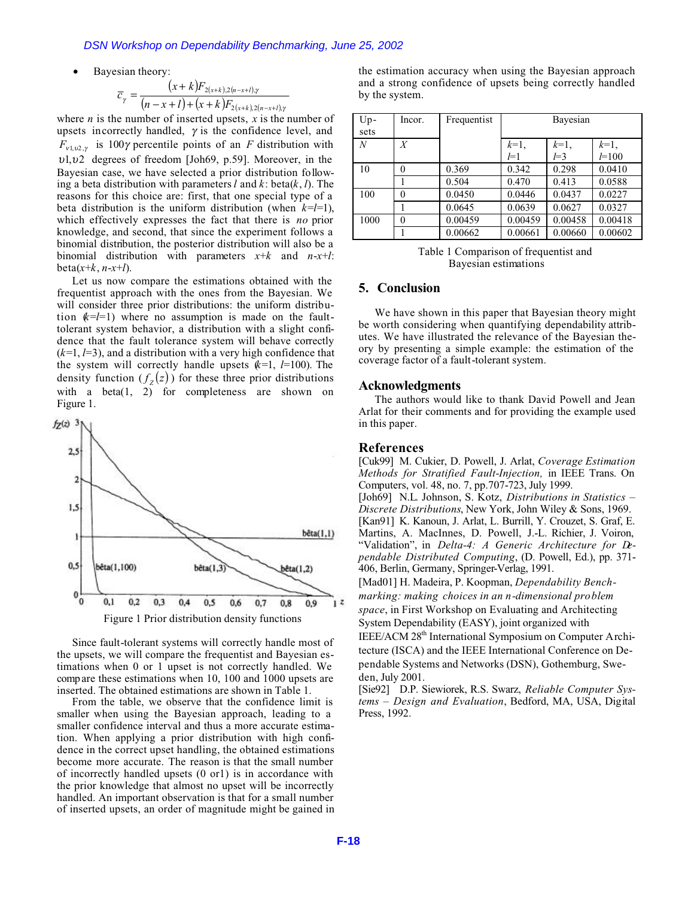- Bayesian theory:

$$\bar{c}_\gamma = \frac{(x+k)F_{2(x+k),2(n-x+l),\gamma}}{(n-x+l)+(x+k)F_{2(x+k),2(n-x+l),\gamma}}$$

where $n$ is the number of inserted upsets, $x$ is the number of upsets incorrectly handled, $\gamma$ is the confidence level, and $F_{\upsilon 1,\upsilon 2,\gamma}$ is $100\gamma$ percentile points of an F distribution with $\upsilon 1, \upsilon 2$ degrees of freedom [Joh69, p.59]. Moreover, in the Bayesian case, we have selected a prior distribution following a beta distribution with parameters $l$ and $k$: beta($k$, $l$). The reasons for this choice are: first, that one special type of a beta distribution is the uniform distribution (when $k$=$l$=1), which effectively expresses the fact that there is *no* prior knowledge, and second, that since the experiment follows a binomial distribution, the posterior distribution will also be a binomial distribution with parameters $x$+$k$ and $n$-$x$+$l$: beta($x$+$k$, $n$-$x$+$l$).

Let us now compare the estimations obtained with the frequentist approach with the ones from the Bayesian. We will consider three prior distributions: the uniform distribution ($k$=$l$=1) where no assumption is made on the fault-tolerant system behavior, a distribution with a slight confidence that the fault tolerance system will behave correctly ($k$=1, $l$=3), and a distribution with a very high confidence that the system will correctly handle upsets ($k$=1, $l$=100). The density function ($f_Z(z)$) for these three prior distributions with a beta(1, 2) for completeness are shown on Figure 1.

$f_Z(z)$
3
2,5
2
1,5
1
0,5
0
0 0,1 0,2 0,3 0,4 0,5 0,6 0,7 0,8 0,9 1 z
bêta(1,1)
bêta(1,100)
bêta(1,3)
bêta(1,2)

Figure 1 Prior distribution density functions

Since fault-tolerant systems will correctly handle most of the upsets, we will compare the frequentist and Bayesian estimations when 0 or 1 upset is not correctly handled. We compare these estimations when 10, 100 and 1000 upsets are inserted. The obtained estimations are shown in Table 1.

From the table, we observe that the confidence limit is smaller when using the Bayesian approach, leading to a smaller confidence interval and thus a more accurate estimation. When applying a prior distribution with high confidence in the correct upset handling, the obtained estimations become more accurate. The reason is that the small number of incorrectly handled upsets (0 or1) is in accordance with the prior knowledge that almost no upset will be incorrectly handled. An important observation is that for a small number of inserted upsets, an order of magnitude might be gained in the estimation accuracy when using the Bayesian approach and a strong confidence of upsets being correctly handled by the system.

| Upsets | Incor. | Frequentist | Bayesian | | |
|---|---|---|---|---|---|
| $N$ | $X$ | | $k$=1, $l$=1 | $k$=1, $l$=3 | $k$=1, $l$=100 |
| 10 | 0 | 0.369 | 0.342 | 0.298 | 0.0410 |
| | 1 | 0.504 | 0.470 | 0.413 | 0.0588 |
| 100 | 0 | 0.0450 | 0.0446 | 0.0437 | 0.0227 |
| | 1 | 0.0645 | 0.0639 | 0.0627 | 0.0327 |
| 1000 | 0 | 0.00459 | 0.00459 | 0.00458 | 0.00418 |
| | 1 | 0.00662 | 0.00661 | 0.00660 | 0.00602 |

Table 1 Comparison of frequentist and Bayesian estimations

## 5. Conclusion

We have shown in this paper that Bayesian theory might be worth considering when quantifying dependability attributes. We have illustrated the relevance of the Bayesian theory by presenting a simple example: the estimation of the coverage factor of a fault-tolerant system.

## Acknowledgments

The authors would like to thank David Powell and Jean Arlat for their comments and for providing the example used in this paper.

## References

[Cuk99] M. Cukier, D. Powell, J. Arlat, *Coverage Estimation Methods for Stratified Fault-Injection,* in IEEE Trans. On Computers, vol. 48, no. 7, pp.707-723, July 1999.

[Joh69] N.L. Johnson, S. Kotz, *Distributions in Statistics – Discrete Distributions*, New York, John Wiley & Sons, 1969.

[Kan91] K. Kanoun, J. Arlat, L. Burrill, Y. Crouzet, S. Graf, E. Martins, A. MacInnes, D. Powell, J.-L. Richier, J. Voiron, "Validation", in *Delta-4: A Generic Architecture for Dependable Distributed Computing*, (D. Powell, Ed.), pp. 371-406, Berlin, Germany, Springer-Verlag, 1991.

[Mad01] H. Madeira, P. Koopman, *Dependability Benchmarking: making choices in an n-dimensional problem space*, in First Workshop on Evaluating and Architecting System Dependability (EASY), joint organized with IEEE/ACM 28th International Symposium on Computer Architecture (ISCA) and the IEEE International Conference on Dependable Systems and Networks (DSN), Gothemburg, Sweden, July 2001.

[Sie92] D.P. Siewiorek, R.S. Swarz, *Reliable Computer Systems – Design and Evaluation*, Bedford, MA, USA, Digital Press, 1992.